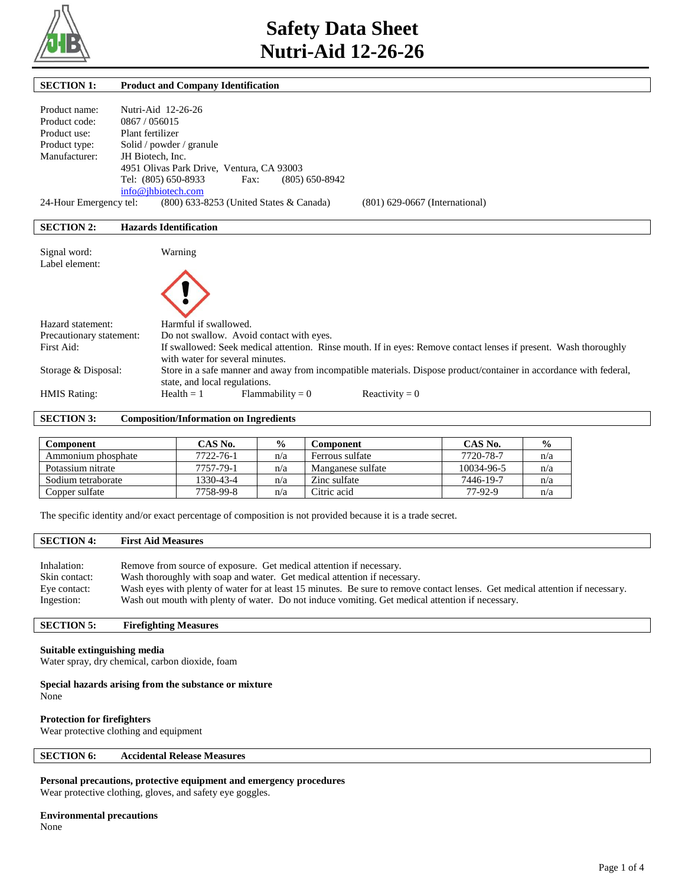# Safety Data Sheet
# Nutri-Aid 12-26-26

## SECTION 1: Product and Company Identification

| | |
|---|---|
| Product name: | Nutri-Aid 12-26-26 |
| Product code: | 0867 / 056015 |
| Product use: | Plant fertilizer |
| Product type: | Solid / powder / granule |
| Manufacturer: | JH Biotech, Inc.<br>4951 Olivas Park Drive, Ventura, CA 93003<br>Tel: (805) 650-8933 Fax: (805) 650-8942<br>info@jhbiotech.com |

24-Hour Emergency tel: (800) 633-8253 (United States & Canada) (801) 629-0667 (International)

## SECTION 2: Hazards Identification

| | |
|---|---|
| Signal word: | Warning |
| Label element: | |
| Hazard statement: | Harmful if swallowed. |
| Precautionary statement: | Do not swallow. Avoid contact with eyes. |
| First Aid: | If swallowed: Seek medical attention. Rinse mouth. If in eyes: Remove contact lenses if present. Wash thoroughly with water for several minutes. |
| Storage & Disposal: | Store in a safe manner and away from incompatible materials. Dispose product/container in accordance with federal, state, and local regulations. |
| HMIS Rating: | Health = 1 Flammability = 0 Reactivity = 0 |

## SECTION 3: Composition/Information on Ingredients

| Component | CAS No. | % | Component | CAS No. | % |
|---|---|---|---|---|---|
| Ammonium phosphate | 7722-76-1 | n/a | Ferrous sulfate | 7720-78-7 | n/a |
| Potassium nitrate | 7757-79-1 | n/a | Manganese sulfate | 10034-96-5 | n/a |
| Sodium tetraborate | 1330-43-4 | n/a | Zinc sulfate | 7446-19-7 | n/a |
| Copper sulfate | 7758-99-8 | n/a | Citric acid | 77-92-9 | n/a |

The specific identity and/or exact percentage of composition is not provided because it is a trade secret.

## SECTION 4: First Aid Measures

| | |
|---|---|
| Inhalation: | Remove from source of exposure. Get medical attention if necessary. |
| Skin contact: | Wash thoroughly with soap and water. Get medical attention if necessary. |
| Eye contact: | Wash eyes with plenty of water for at least 15 minutes. Be sure to remove contact lenses. Get medical attention if necessary. |
| Ingestion: | Wash out mouth with plenty of water. Do not induce vomiting. Get medical attention if necessary. |

## SECTION 5: Firefighting Measures

**Suitable extinguishing media**
Water spray, dry chemical, carbon dioxide, foam

**Special hazards arising from the substance or mixture**
None

**Protection for firefighters**
Wear protective clothing and equipment

## SECTION 6: Accidental Release Measures

**Personal precautions, protective equipment and emergency procedures**
Wear protective clothing, gloves, and safety eye goggles.

**Environmental precautions**
None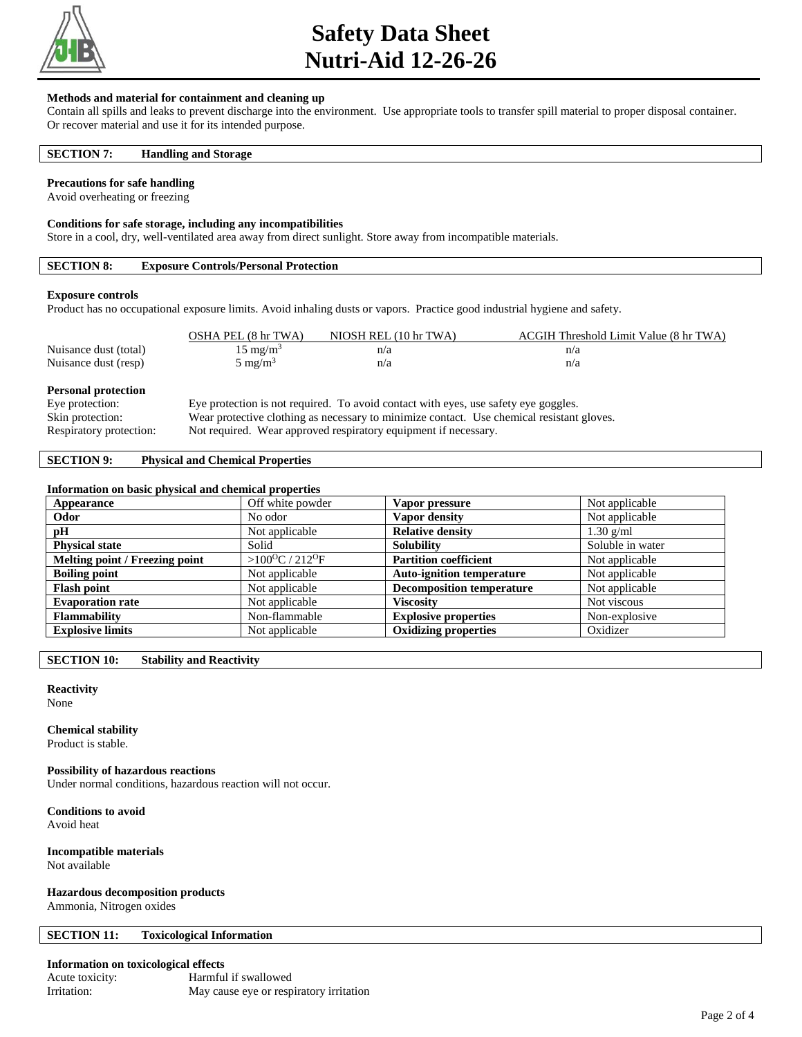**Methods and material for containment and cleaning up**

Contain all spills and leaks to prevent discharge into the environment. Use appropriate tools to transfer spill material to proper disposal container. Or recover material and use it for its intended purpose.

## SECTION 7: Handling and Storage

**Precautions for safe handling**

Avoid overheating or freezing

**Conditions for safe storage, including any incompatibilities**

Store in a cool, dry, well-ventilated area away from direct sunlight. Store away from incompatible materials.

## SECTION 8: Exposure Controls/Personal Protection

**Exposure controls**

Product has no occupational exposure limits. Avoid inhaling dusts or vapors. Practice good industrial hygiene and safety.

| | OSHA PEL (8 hr TWA) | NIOSH REL (10 hr TWA) | ACGIH Threshold Limit Value (8 hr TWA) |
|---|---|---|---|
| Nuisance dust (total) | 15 mg/m$^3$ | n/a | n/a |
| Nuisance dust (resp) | 5 mg/m$^3$ | n/a | n/a |

**Personal protection**

Eye protection: Eye protection is not required. To avoid contact with eyes, use safety eye goggles.
Skin protection: Wear protective clothing as necessary to minimize contact. Use chemical resistant gloves.
Respiratory protection: Not required. Wear approved respiratory equipment if necessary.

## SECTION 9: Physical and Chemical Properties

**Information on basic physical and chemical properties**

| Appearance | Off white powder | Vapor pressure | Not applicable |
|---|---|---|---|
| Odor | No odor | Vapor density | Not applicable |
| pH | Not applicable | Relative density | 1.30 g/ml |
| Physical state | Solid | Solubility | Soluble in water |
| Melting point / Freezing point | >100$^O$C / 212$^O$F | Partition coefficient | Not applicable |
| Boiling point | Not applicable | Auto-ignition temperature | Not applicable |
| Flash point | Not applicable | Decomposition temperature | Not applicable |
| Evaporation rate | Not applicable | Viscosity | Not viscous |
| Flammability | Non-flammable | Explosive properties | Non-explosive |
| Explosive limits | Not applicable | Oxidizing properties | Oxidizer |

## SECTION 10: Stability and Reactivity

**Reactivity**

None

**Chemical stability**

Product is stable.

**Possibility of hazardous reactions**

Under normal conditions, hazardous reaction will not occur.

**Conditions to avoid**

Avoid heat

**Incompatible materials**

Not available

**Hazardous decomposition products**

Ammonia, Nitrogen oxides

## SECTION 11: Toxicological Information

**Information on toxicological effects**

Acute toxicity: Harmful if swallowed
Irritation: May cause eye or respiratory irritation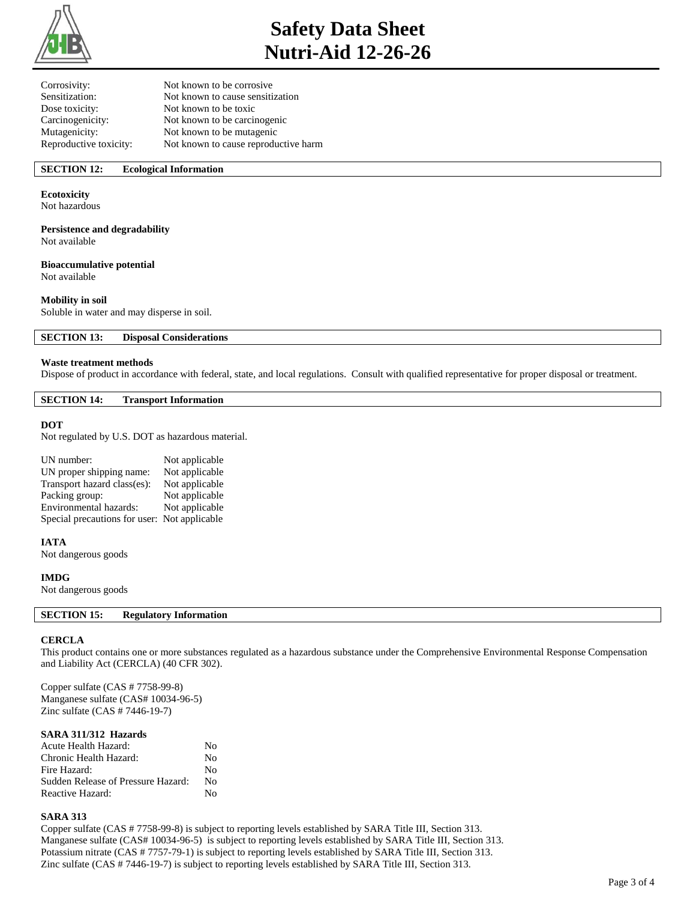| | |
|---|---|
| Corrosivity: | Not known to be corrosive |
| Sensitization: | Not known to cause sensitization |
| Dose toxicity: | Not known to be toxic |
| Carcinogenicity: | Not known to be carcinogenic |
| Mutagenicity: | Not known to be mutagenic |
| Reproductive toxicity: | Not known to cause reproductive harm |

## SECTION 12: Ecological Information

**Ecotoxicity**
Not hazardous

**Persistence and degradability**
Not available

**Bioaccumulative potential**
Not available

**Mobility in soil**
Soluble in water and may disperse in soil.

## SECTION 13: Disposal Considerations

**Waste treatment methods**
Dispose of product in accordance with federal, state, and local regulations. Consult with qualified representative for proper disposal or treatment.

## SECTION 14: Transport Information

**DOT**
Not regulated by U.S. DOT as hazardous material.

| | |
|---|---|
| UN number: | Not applicable |
| UN proper shipping name: | Not applicable |
| Transport hazard class(es): | Not applicable |
| Packing group: | Not applicable |
| Environmental hazards: | Not applicable |
| Special precautions for user: | Not applicable |

**IATA**
Not dangerous goods

**IMDG**
Not dangerous goods

## SECTION 15: Regulatory Information

**CERCLA**
This product contains one or more substances regulated as a hazardous substance under the Comprehensive Environmental Response Compensation and Liability Act (CERCLA) (40 CFR 302).

Copper sulfate (CAS # 7758-99-8)
Manganese sulfate (CAS# 10034-96-5)
Zinc sulfate (CAS # 7446-19-7)

**SARA 311/312 Hazards**

| | |
|---|---|
| Acute Health Hazard: | No |
| Chronic Health Hazard: | No |
| Fire Hazard: | No |
| Sudden Release of Pressure Hazard: | No |
| Reactive Hazard: | No |

**SARA 313**
Copper sulfate (CAS # 7758-99-8) is subject to reporting levels established by SARA Title III, Section 313.
Manganese sulfate (CAS# 10034-96-5) is subject to reporting levels established by SARA Title III, Section 313.
Potassium nitrate (CAS # 7757-79-1) is subject to reporting levels established by SARA Title III, Section 313.
Zinc sulfate (CAS # 7446-19-7) is subject to reporting levels established by SARA Title III, Section 313.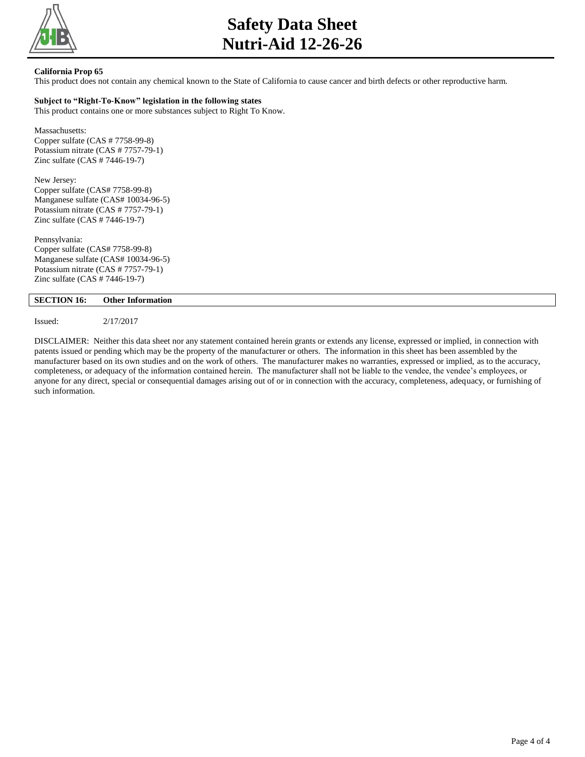**California Prop 65**

This product does not contain any chemical known to the State of California to cause cancer and birth defects or other reproductive harm.

**Subject to "Right-To-Know" legislation in the following states**

This product contains one or more substances subject to Right To Know.

Massachusetts:
Copper sulfate (CAS # 7758-99-8)
Potassium nitrate (CAS # 7757-79-1)
Zinc sulfate (CAS # 7446-19-7)

New Jersey:
Copper sulfate (CAS# 7758-99-8)
Manganese sulfate (CAS# 10034-96-5)
Potassium nitrate (CAS # 7757-79-1)
Zinc sulfate (CAS # 7446-19-7)

Pennsylvania:
Copper sulfate (CAS# 7758-99-8)
Manganese sulfate (CAS# 10034-96-5)
Potassium nitrate (CAS # 7757-79-1)
Zinc sulfate (CAS # 7446-19-7)

## SECTION 16: Other Information

Issued: 2/17/2017

DISCLAIMER: Neither this data sheet nor any statement contained herein grants or extends any license, expressed or implied, in connection with patents issued or pending which may be the property of the manufacturer or others. The information in this sheet has been assembled by the manufacturer based on its own studies and on the work of others. The manufacturer makes no warranties, expressed or implied, as to the accuracy, completeness, or adequacy of the information contained herein. The manufacturer shall not be liable to the vendee, the vendee's employees, or anyone for any direct, special or consequential damages arising out of or in connection with the accuracy, completeness, adequacy, or furnishing of such information.